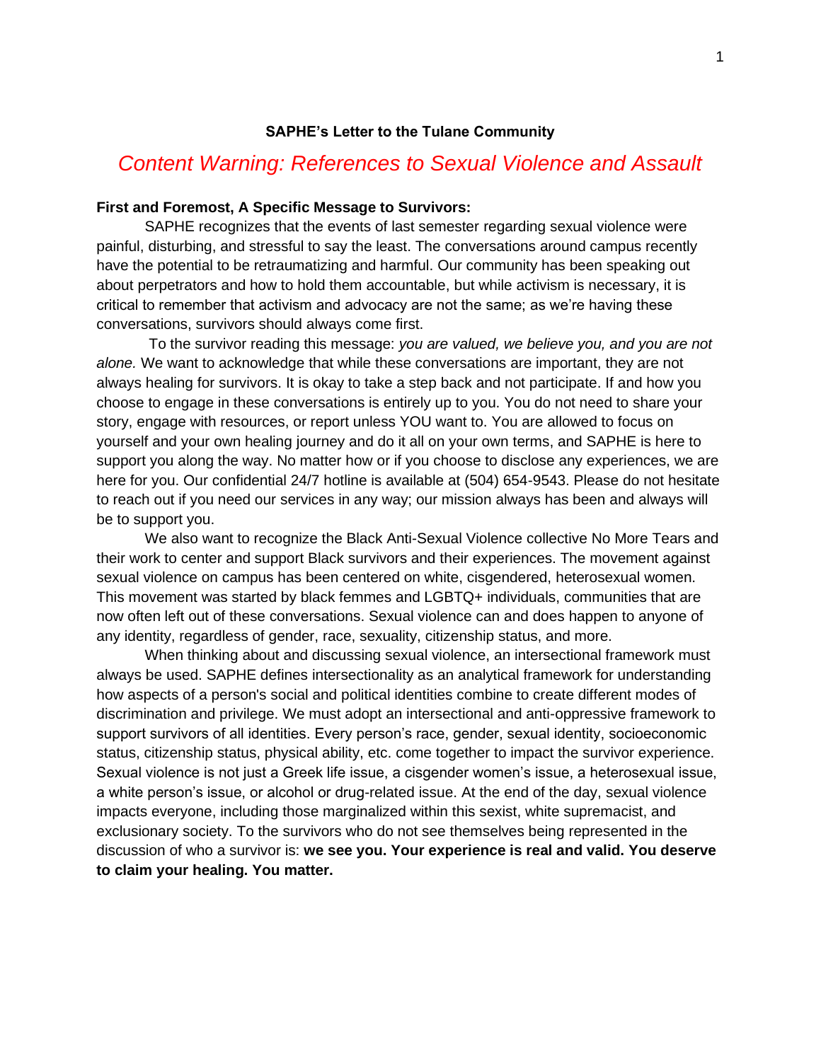# SAPHE's Letter to the Tulane Community

## *Content Warning: References to Sexual Violence and Assault*

**First and Foremost, A Specific Message to Survivors:**

SAPHE recognizes that the events of last semester regarding sexual violence were painful, disturbing, and stressful to say the least. The conversations around campus recently have the potential to be retraumatizing and harmful. Our community has been speaking out about perpetrators and how to hold them accountable, but while activism is necessary, it is critical to remember that activism and advocacy are not the same; as we're having these conversations, survivors should always come first.

To the survivor reading this message: *you are valued, we believe you, and you are not alone.* We want to acknowledge that while these conversations are important, they are not always healing for survivors. It is okay to take a step back and not participate. If and how you choose to engage in these conversations is entirely up to you. You do not need to share your story, engage with resources, or report unless YOU want to. You are allowed to focus on yourself and your own healing journey and do it all on your own terms, and SAPHE is here to support you along the way. No matter how or if you choose to disclose any experiences, we are here for you. Our confidential 24/7 hotline is available at (504) 654-9543. Please do not hesitate to reach out if you need our services in any way; our mission always has been and always will be to support you.

We also want to recognize the Black Anti-Sexual Violence collective No More Tears and their work to center and support Black survivors and their experiences. The movement against sexual violence on campus has been centered on white, cisgendered, heterosexual women. This movement was started by black femmes and LGBTQ+ individuals, communities that are now often left out of these conversations. Sexual violence can and does happen to anyone of any identity, regardless of gender, race, sexuality, citizenship status, and more.

When thinking about and discussing sexual violence, an intersectional framework must always be used. SAPHE defines intersectionality as an analytical framework for understanding how aspects of a person's social and political identities combine to create different modes of discrimination and privilege. We must adopt an intersectional and anti-oppressive framework to support survivors of all identities. Every person's race, gender, sexual identity, socioeconomic status, citizenship status, physical ability, etc. come together to impact the survivor experience. Sexual violence is not just a Greek life issue, a cisgender women's issue, a heterosexual issue, a white person's issue, or alcohol or drug-related issue. At the end of the day, sexual violence impacts everyone, including those marginalized within this sexist, white supremacist, and exclusionary society. To the survivors who do not see themselves being represented in the discussion of who a survivor is: **we see you. Your experience is real and valid. You deserve to claim your healing. You matter.**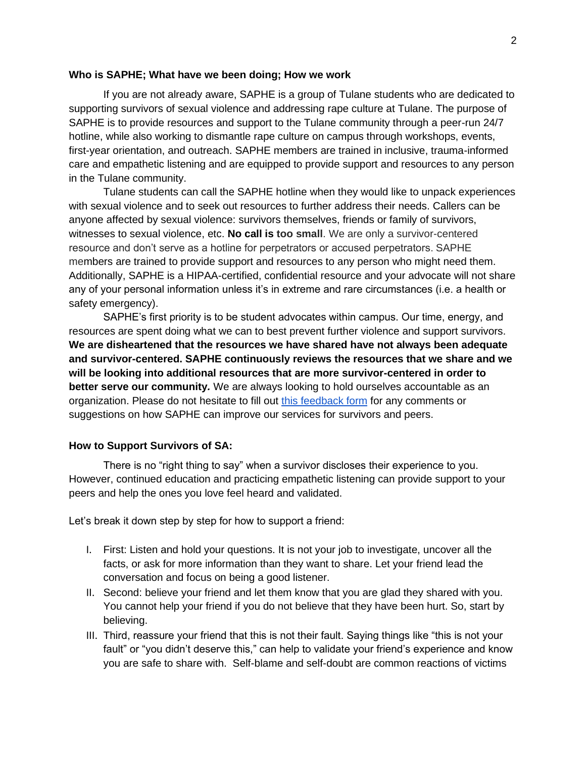**Who is SAPHE; What have we been doing; How we work**

If you are not already aware, SAPHE is a group of Tulane students who are dedicated to supporting survivors of sexual violence and addressing rape culture at Tulane. The purpose of SAPHE is to provide resources and support to the Tulane community through a peer-run 24/7 hotline, while also working to dismantle rape culture on campus through workshops, events, first-year orientation, and outreach. SAPHE members are trained in inclusive, trauma-informed care and empathetic listening and are equipped to provide support and resources to any person in the Tulane community.

Tulane students can call the SAPHE hotline when they would like to unpack experiences with sexual violence and to seek out resources to further address their needs. Callers can be anyone affected by sexual violence: survivors themselves, friends or family of survivors, witnesses to sexual violence, etc. **No call is too small**. We are only a survivor-centered resource and don't serve as a hotline for perpetrators or accused perpetrators. SAPHE members are trained to provide support and resources to any person who might need them. Additionally, SAPHE is a HIPAA-certified, confidential resource and your advocate will not share any of your personal information unless it's in extreme and rare circumstances (i.e. a health or safety emergency).

SAPHE's first priority is to be student advocates within campus. Our time, energy, and resources are spent doing what we can to best prevent further violence and support survivors. **We are disheartened that the resources we have shared have not always been adequate and survivor-centered. SAPHE continuously reviews the resources that we share and we will be looking into additional resources that are more survivor-centered in order to better serve our community.** We are always looking to hold ourselves accountable as an organization. Please do not hesitate to fill out this feedback form for any comments or suggestions on how SAPHE can improve our services for survivors and peers.

**How to Support Survivors of SA:**

There is no "right thing to say" when a survivor discloses their experience to you. However, continued education and practicing empathetic listening can provide support to your peers and help the ones you love feel heard and validated.

Let's break it down step by step for how to support a friend:

I. First: Listen and hold your questions. It is not your job to investigate, uncover all the facts, or ask for more information than they want to share. Let your friend lead the conversation and focus on being a good listener.
II. Second: believe your friend and let them know that you are glad they shared with you. You cannot help your friend if you do not believe that they have been hurt. So, start by believing.
III. Third, reassure your friend that this is not their fault. Saying things like "this is not your fault" or "you didn't deserve this," can help to validate your friend's experience and know you are safe to share with. Self-blame and self-doubt are common reactions of victims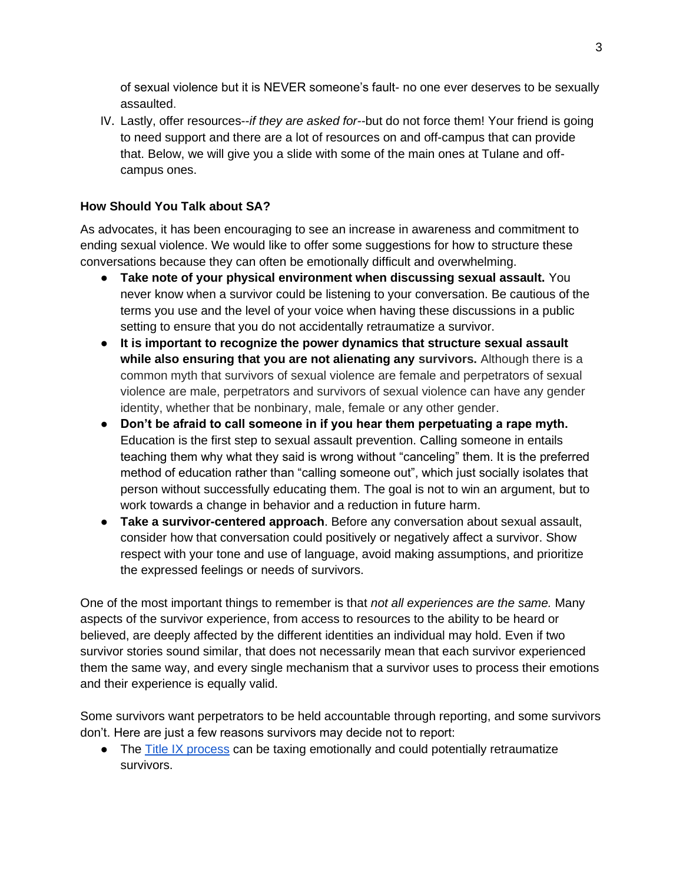of sexual violence but it is NEVER someone's fault- no one ever deserves to be sexually assaulted.

IV. Lastly, offer resources--*if they are asked for*--but do not force them! Your friend is going to need support and there are a lot of resources on and off-campus that can provide that. Below, we will give you a slide with some of the main ones at Tulane and off-campus ones.

### How Should You Talk about SA?

As advocates, it has been encouraging to see an increase in awareness and commitment to ending sexual violence. We would like to offer some suggestions for how to structure these conversations because they can often be emotionally difficult and overwhelming.

- **Take note of your physical environment when discussing sexual assault.** You never know when a survivor could be listening to your conversation. Be cautious of the terms you use and the level of your voice when having these discussions in a public setting to ensure that you do not accidentally retraumatize a survivor.
- **It is important to recognize the power dynamics that structure sexual assault while also ensuring that you are not alienating any survivors.** Although there is a common myth that survivors of sexual violence are female and perpetrators of sexual violence are male, perpetrators and survivors of sexual violence can have any gender identity, whether that be nonbinary, male, female or any other gender.
- **Don't be afraid to call someone in if you hear them perpetuating a rape myth.** Education is the first step to sexual assault prevention. Calling someone in entails teaching them why what they said is wrong without "canceling" them. It is the preferred method of education rather than "calling someone out", which just socially isolates that person without successfully educating them. The goal is not to win an argument, but to work towards a change in behavior and a reduction in future harm.
- **Take a survivor-centered approach**. Before any conversation about sexual assault, consider how that conversation could positively or negatively affect a survivor. Show respect with your tone and use of language, avoid making assumptions, and prioritize the expressed feelings or needs of survivors.

One of the most important things to remember is that *not all experiences are the same.* Many aspects of the survivor experience, from access to resources to the ability to be heard or believed, are deeply affected by the different identities an individual may hold. Even if two survivor stories sound similar, that does not necessarily mean that each survivor experienced them the same way, and every single mechanism that a survivor uses to process their emotions and their experience is equally valid.

Some survivors want perpetrators to be held accountable through reporting, and some survivors don't. Here are just a few reasons survivors may decide not to report:

- The Title IX process can be taxing emotionally and could potentially retraumatize survivors.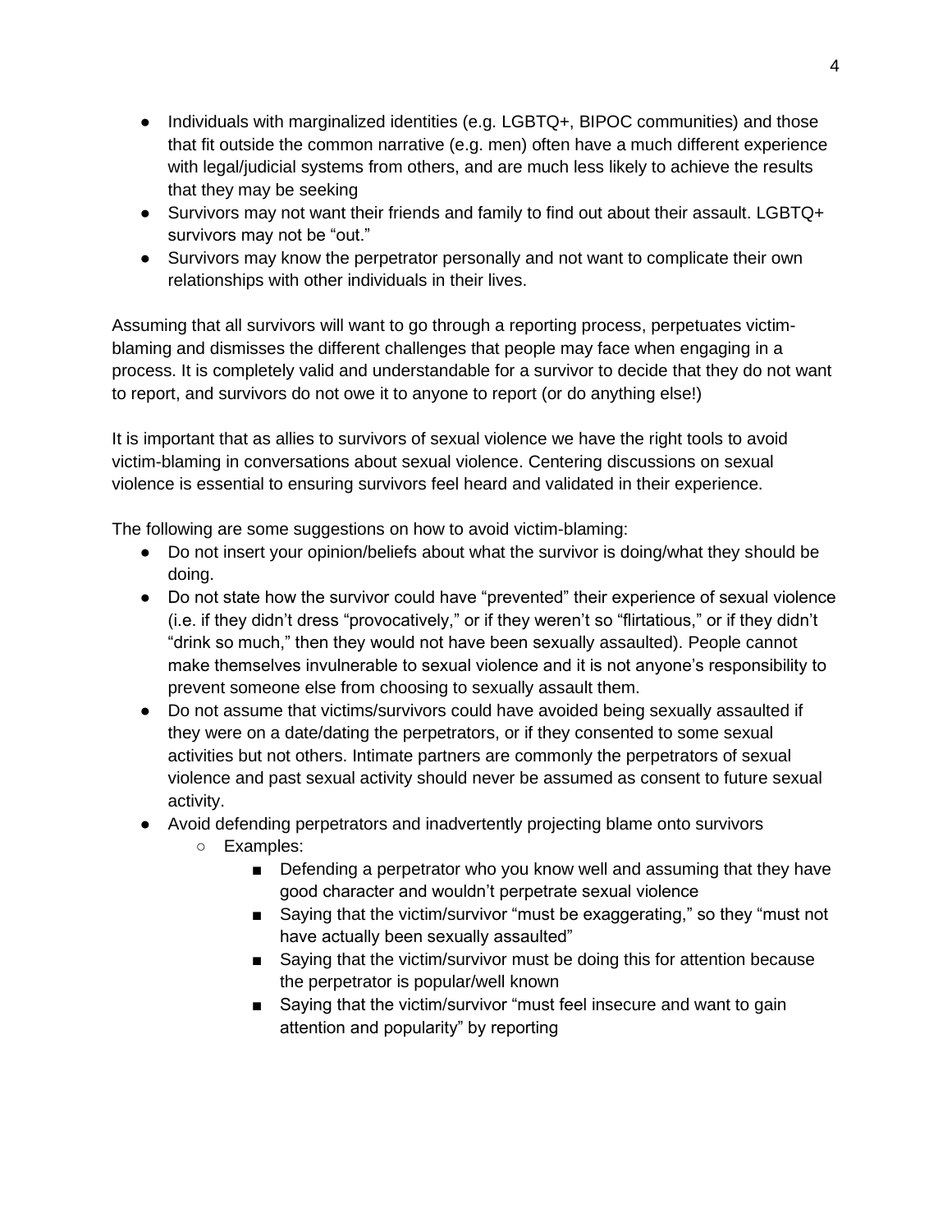- Individuals with marginalized identities (e.g. LGBTQ+, BIPOC communities) and those that fit outside the common narrative (e.g. men) often have a much different experience with legal/judicial systems from others, and are much less likely to achieve the results that they may be seeking
- Survivors may not want their friends and family to find out about their assault. LGBTQ+ survivors may not be "out."
- Survivors may know the perpetrator personally and not want to complicate their own relationships with other individuals in their lives.

Assuming that all survivors will want to go through a reporting process, perpetuates victim-blaming and dismisses the different challenges that people may face when engaging in a process. It is completely valid and understandable for a survivor to decide that they do not want to report, and survivors do not owe it to anyone to report (or do anything else!)

It is important that as allies to survivors of sexual violence we have the right tools to avoid victim-blaming in conversations about sexual violence. Centering discussions on sexual violence is essential to ensuring survivors feel heard and validated in their experience.

The following are some suggestions on how to avoid victim-blaming:

- Do not insert your opinion/beliefs about what the survivor is doing/what they should be doing.
- Do not state how the survivor could have "prevented" their experience of sexual violence (i.e. if they didn't dress "provocatively," or if they weren't so "flirtatious," or if they didn't "drink so much," then they would not have been sexually assaulted). People cannot make themselves invulnerable to sexual violence and it is not anyone's responsibility to prevent someone else from choosing to sexually assault them.
- Do not assume that victims/survivors could have avoided being sexually assaulted if they were on a date/dating the perpetrators, or if they consented to some sexual activities but not others. Intimate partners are commonly the perpetrators of sexual violence and past sexual activity should never be assumed as consent to future sexual activity.
- Avoid defending perpetrators and inadvertently projecting blame onto survivors
  - Examples:
    - Defending a perpetrator who you know well and assuming that they have good character and wouldn't perpetrate sexual violence
    - Saying that the victim/survivor "must be exaggerating," so they "must not have actually been sexually assaulted"
    - Saying that the victim/survivor must be doing this for attention because the perpetrator is popular/well known
    - Saying that the victim/survivor "must feel insecure and want to gain attention and popularity" by reporting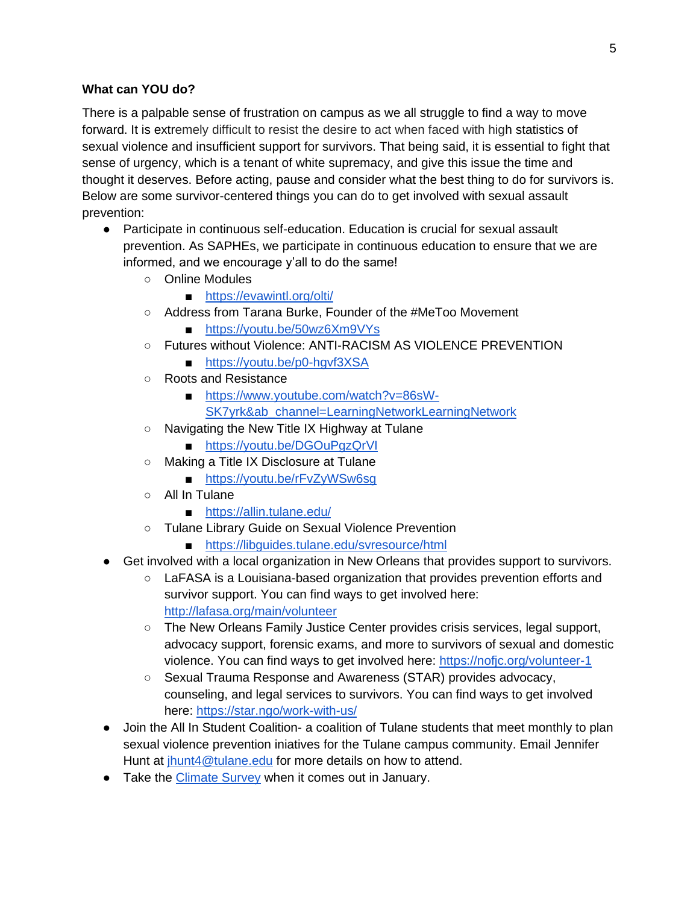**What can YOU do?**

There is a palpable sense of frustration on campus as we all struggle to find a way to move forward. It is extremely difficult to resist the desire to act when faced with high statistics of sexual violence and insufficient support for survivors. That being said, it is essential to fight that sense of urgency, which is a tenant of white supremacy, and give this issue the time and thought it deserves. Before acting, pause and consider what the best thing to do for survivors is. Below are some survivor-centered things you can do to get involved with sexual assault prevention:

- Participate in continuous self-education. Education is crucial for sexual assault prevention. As SAPHEs, we participate in continuous education to ensure that we are informed, and we encourage y'all to do the same!
  - Online Modules
    - https://evawintl.org/olti/
  - Address from Tarana Burke, Founder of the #MeToo Movement
    - https://youtu.be/50wz6Xm9VYs
  - Futures without Violence: ANTI-RACISM AS VIOLENCE PREVENTION
    - https://youtu.be/p0-hgvf3XSA
  - Roots and Resistance
    - https://www.youtube.com/watch?v=86sW-SK7yrk&ab_channel=LearningNetworkLearningNetwork
  - Navigating the New Title IX Highway at Tulane
    - https://youtu.be/DGOuPgzQrVI
  - Making a Title IX Disclosure at Tulane
    - https://youtu.be/rFvZyWSw6sg
  - All In Tulane
    - https://allin.tulane.edu/
  - Tulane Library Guide on Sexual Violence Prevention
    - https://libguides.tulane.edu/svresource/html
- Get involved with a local organization in New Orleans that provides support to survivors.
  - LaFASA is a Louisiana-based organization that provides prevention efforts and survivor support. You can find ways to get involved here: http://lafasa.org/main/volunteer
  - The New Orleans Family Justice Center provides crisis services, legal support, advocacy support, forensic exams, and more to survivors of sexual and domestic violence. You can find ways to get involved here: https://nofjc.org/volunteer-1
  - Sexual Trauma Response and Awareness (STAR) provides advocacy, counseling, and legal services to survivors. You can find ways to get involved here: https://star.ngo/work-with-us/
- Join the All In Student Coalition- a coalition of Tulane students that meet monthly to plan sexual violence prevention iniatives for the Tulane campus community. Email Jennifer Hunt at jhunt4@tulane.edu for more details on how to attend.
- Take the Climate Survey when it comes out in January.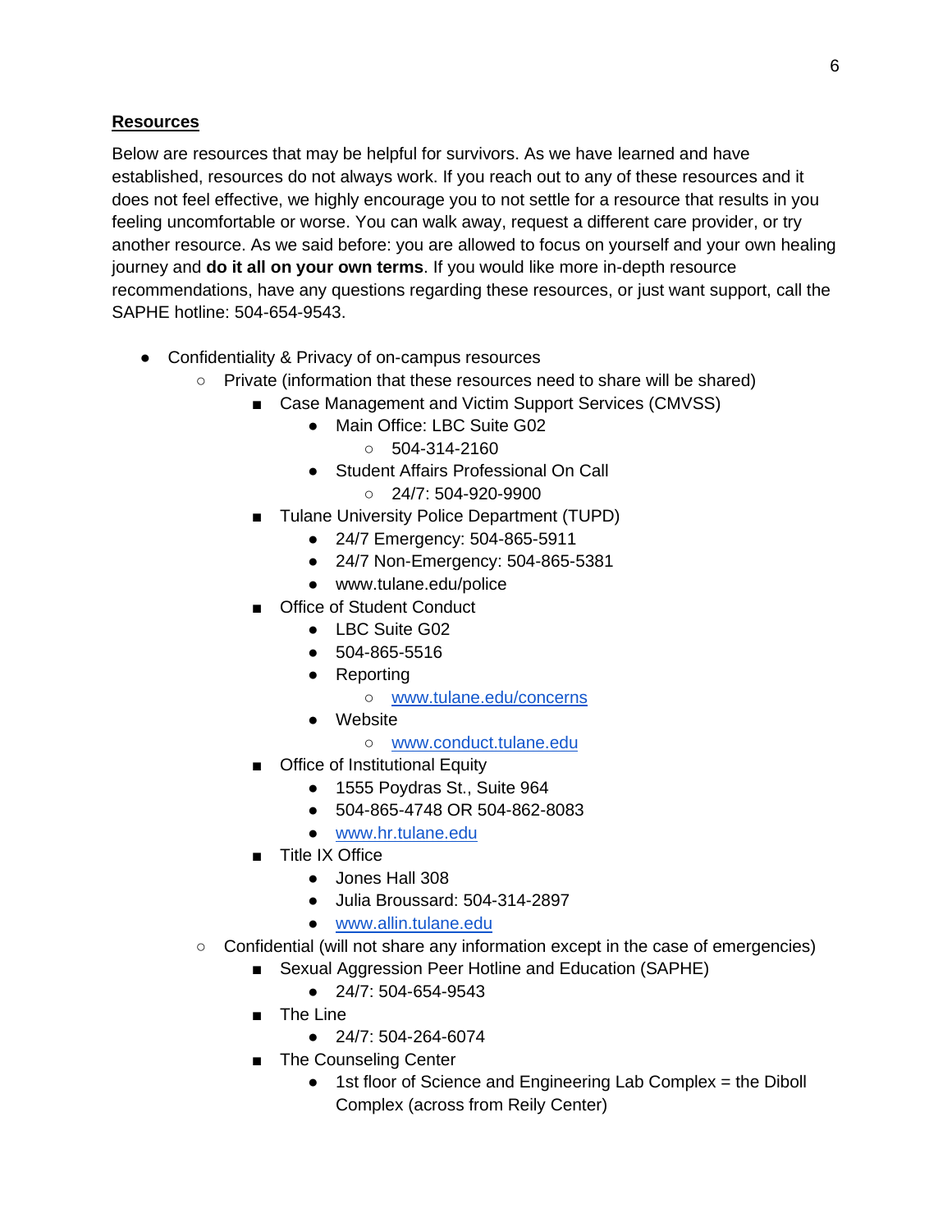**Resources**

Below are resources that may be helpful for survivors. As we have learned and have established, resources do not always work. If you reach out to any of these resources and it does not feel effective, we highly encourage you to not settle for a resource that results in you feeling uncomfortable or worse. You can walk away, request a different care provider, or try another resource. As we said before: you are allowed to focus on yourself and your own healing journey and **do it all on your own terms**. If you would like more in-depth resource recommendations, have any questions regarding these resources, or just want support, call the SAPHE hotline: 504-654-9543.

- Confidentiality & Privacy of on-campus resources
  - Private (information that these resources need to share will be shared)
    - Case Management and Victim Support Services (CMVSS)
      - Main Office: LBC Suite G02
        - 504-314-2160
      - Student Affairs Professional On Call
        - 24/7: 504-920-9900
    - Tulane University Police Department (TUPD)
      - 24/7 Emergency: 504-865-5911
      - 24/7 Non-Emergency: 504-865-5381
      - www.tulane.edu/police
    - Office of Student Conduct
      - LBC Suite G02
      - 504-865-5516
      - Reporting
        - [www.tulane.edu/concerns](www.tulane.edu/concerns)
      - Website
        - [www.conduct.tulane.edu](www.conduct.tulane.edu)
    - Office of Institutional Equity
      - 1555 Poydras St., Suite 964
      - 504-865-4748 OR 504-862-8083
      - [www.hr.tulane.edu](www.hr.tulane.edu)
    - Title IX Office
      - Jones Hall 308
      - Julia Broussard: 504-314-2897
      - [www.allin.tulane.edu](www.allin.tulane.edu)
  - Confidential (will not share any information except in the case of emergencies)
    - Sexual Aggression Peer Hotline and Education (SAPHE)
      - 24/7: 504-654-9543
    - The Line
      - 24/7: 504-264-6074
    - The Counseling Center
      - 1st floor of Science and Engineering Lab Complex = the Diboll Complex (across from Reily Center)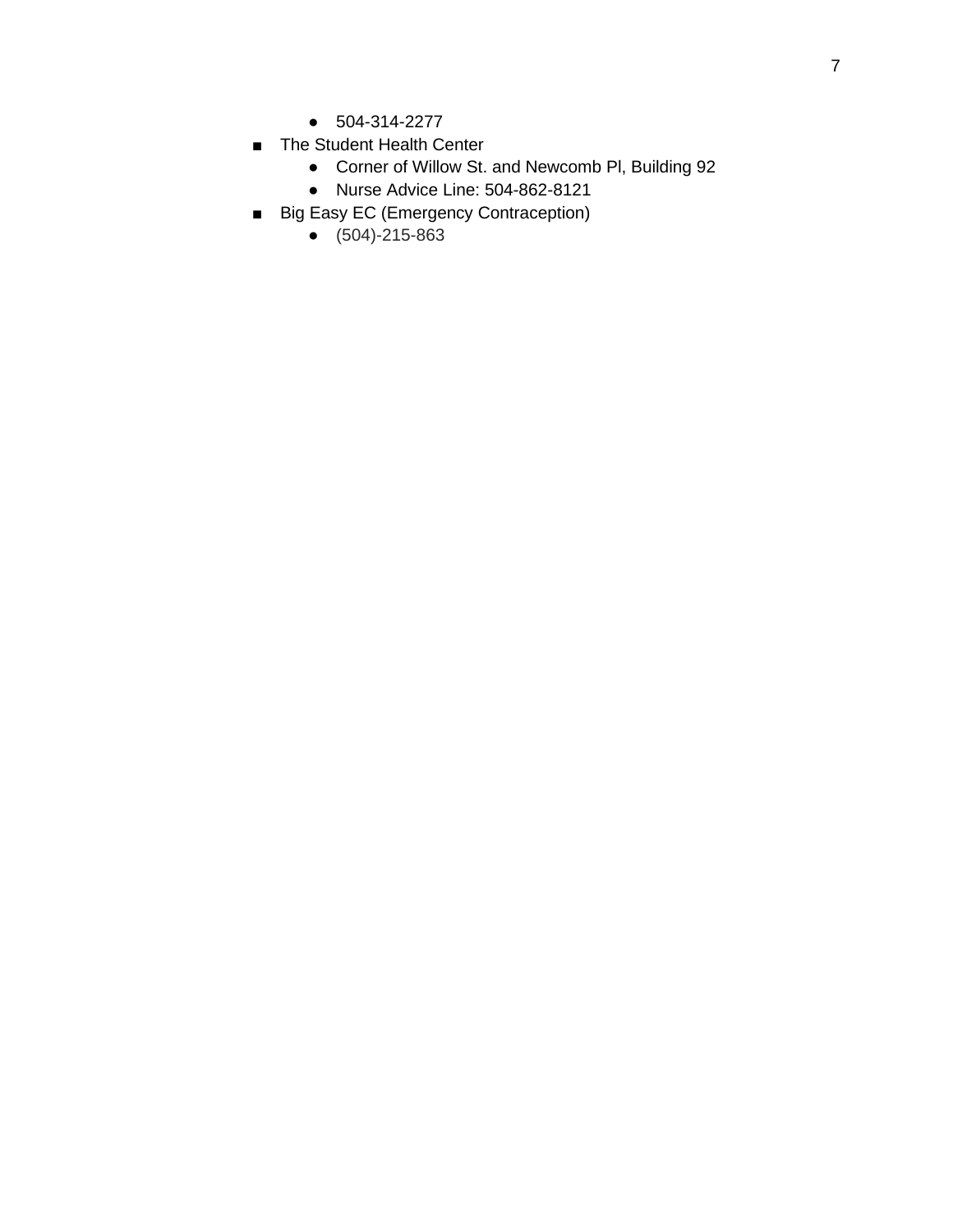- 504-314-2277
    - The Student Health Center
        - Corner of Willow St. and Newcomb Pl, Building 92
        - Nurse Advice Line: 504-862-8121
    - Big Easy EC (Emergency Contraception)
        - (504)-215-863